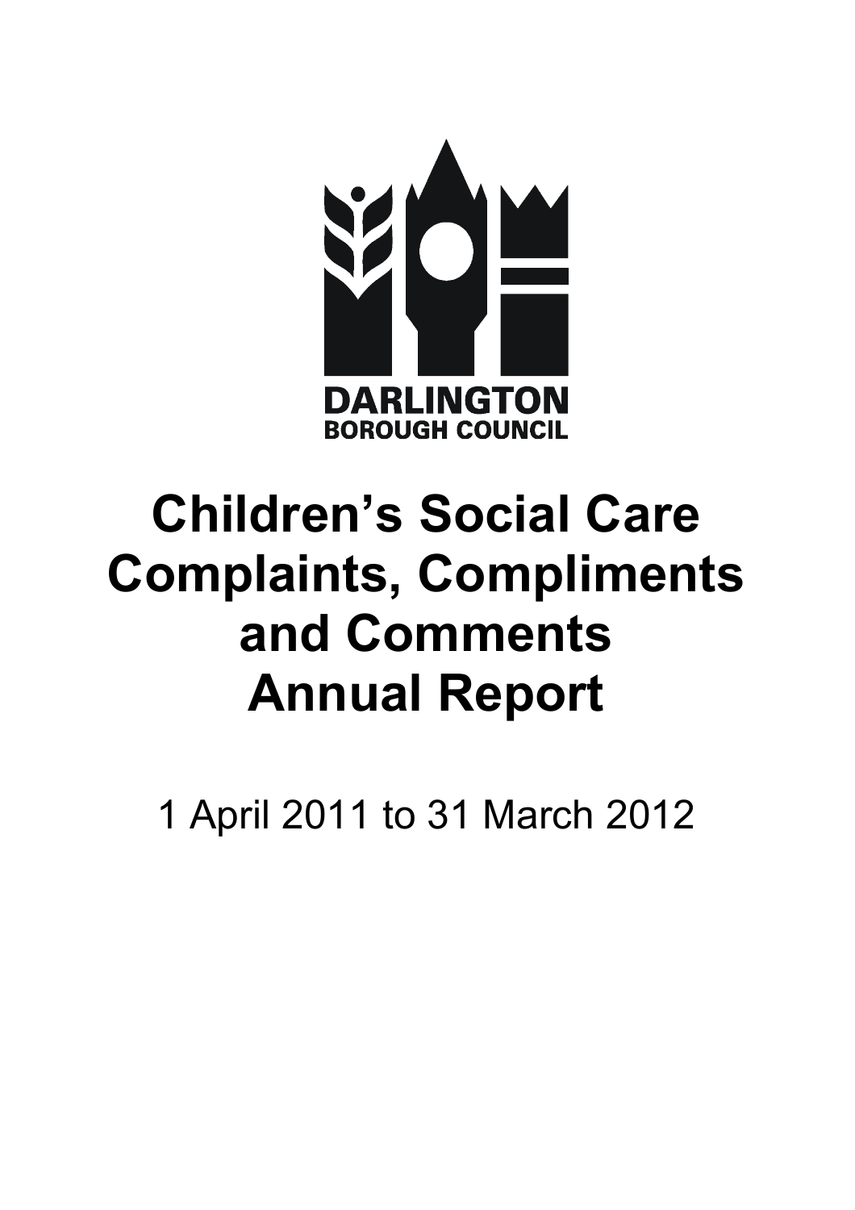DARLINGTON
BOROUGH COUNCIL

# Children's Social Care Complaints, Compliments and Comments Annual Report

1 April 2011 to 31 March 2012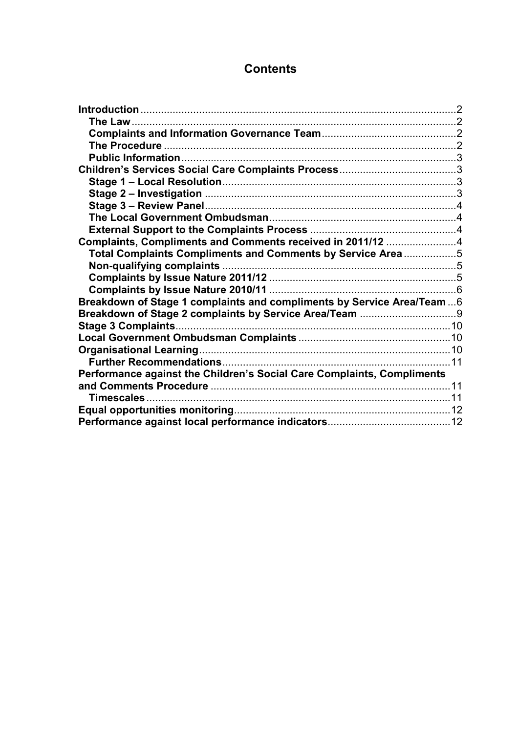# Contents

**Introduction** .......... 2
- **The Law** .......... 2
- **Complaints and Information Governance Team** .......... 2
- **The Procedure** .......... 2
- **Public Information** .......... 3

**Children's Services Social Care Complaints Process** .......... 3
- **Stage 1 – Local Resolution** .......... 3
- **Stage 2 – Investigation** .......... 3
- **Stage 3 – Review Panel** .......... 4
- **The Local Government Ombudsman** .......... 4
- **External Support to the Complaints Process** .......... 4

**Complaints, Compliments and Comments received in 2011/12** .......... 4
- **Total Complaints Compliments and Comments by Service Area** .......... 5
- **Non-qualifying complaints** .......... 5
- **Complaints by Issue Nature 2011/12** .......... 5
- **Complaints by Issue Nature 2010/11** .......... 6

**Breakdown of Stage 1 complaints and compliments by Service Area/Team** .......... 6

**Breakdown of Stage 2 complaints by Service Area/Team** .......... 9

**Stage 3 Complaints** .......... 10

**Local Government Ombudsman Complaints** .......... 10

**Organisational Learning** .......... 10
- **Further Recommendations** .......... 11

**Performance against the Children's Social Care Complaints, Compliments and Comments Procedure** .......... 11
- **Timescales** .......... 11

**Equal opportunities monitoring** .......... 12

**Performance against local performance indicators** .......... 12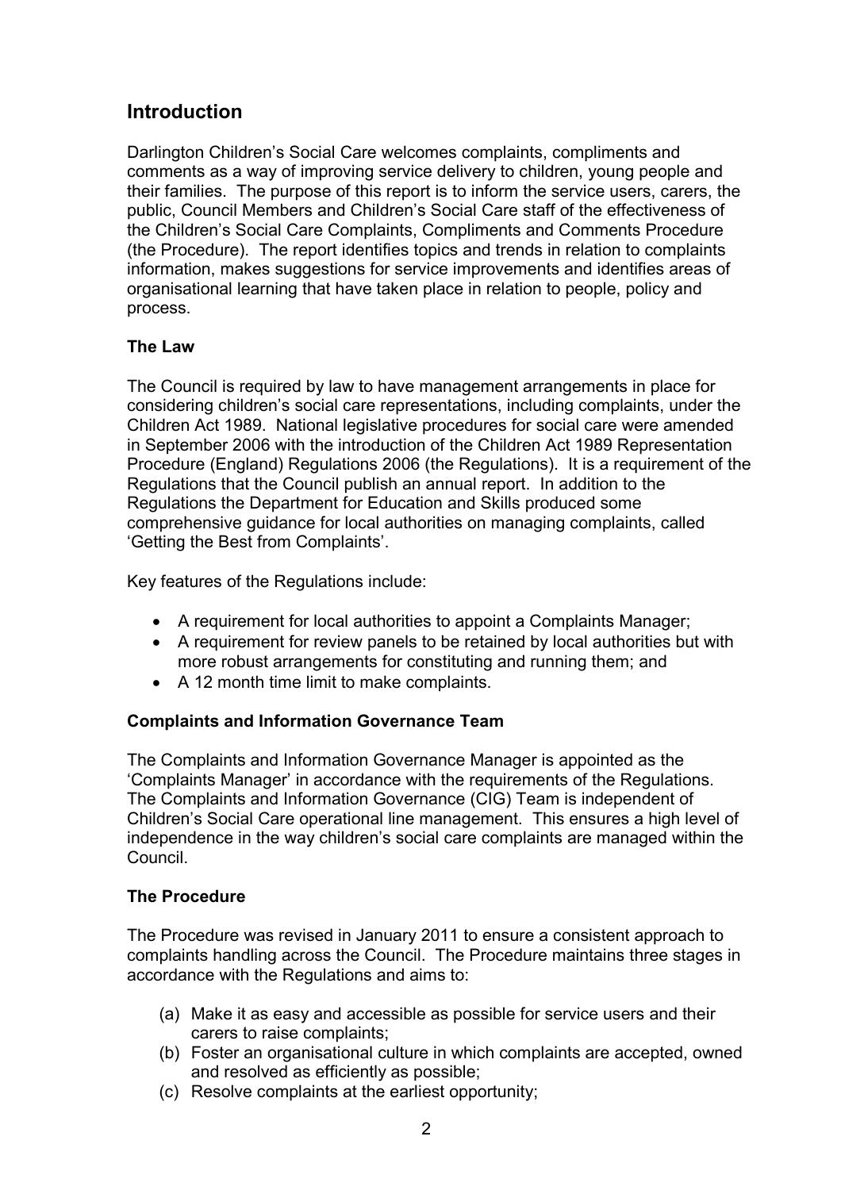## Introduction

Darlington Children's Social Care welcomes complaints, compliments and comments as a way of improving service delivery to children, young people and their families. The purpose of this report is to inform the service users, carers, the public, Council Members and Children's Social Care staff of the effectiveness of the Children's Social Care Complaints, Compliments and Comments Procedure (the Procedure). The report identifies topics and trends in relation to complaints information, makes suggestions for service improvements and identifies areas of organisational learning that have taken place in relation to people, policy and process.

### The Law

The Council is required by law to have management arrangements in place for considering children's social care representations, including complaints, under the Children Act 1989. National legislative procedures for social care were amended in September 2006 with the introduction of the Children Act 1989 Representation Procedure (England) Regulations 2006 (the Regulations). It is a requirement of the Regulations that the Council publish an annual report. In addition to the Regulations the Department for Education and Skills produced some comprehensive guidance for local authorities on managing complaints, called 'Getting the Best from Complaints'.

Key features of the Regulations include:

- A requirement for local authorities to appoint a Complaints Manager;
- A requirement for review panels to be retained by local authorities but with more robust arrangements for constituting and running them; and
- A 12 month time limit to make complaints.

### Complaints and Information Governance Team

The Complaints and Information Governance Manager is appointed as the 'Complaints Manager' in accordance with the requirements of the Regulations. The Complaints and Information Governance (CIG) Team is independent of Children's Social Care operational line management. This ensures a high level of independence in the way children's social care complaints are managed within the Council.

### The Procedure

The Procedure was revised in January 2011 to ensure a consistent approach to complaints handling across the Council. The Procedure maintains three stages in accordance with the Regulations and aims to:

(a) Make it as easy and accessible as possible for service users and their carers to raise complaints;
(b) Foster an organisational culture in which complaints are accepted, owned and resolved as efficiently as possible;
(c) Resolve complaints at the earliest opportunity;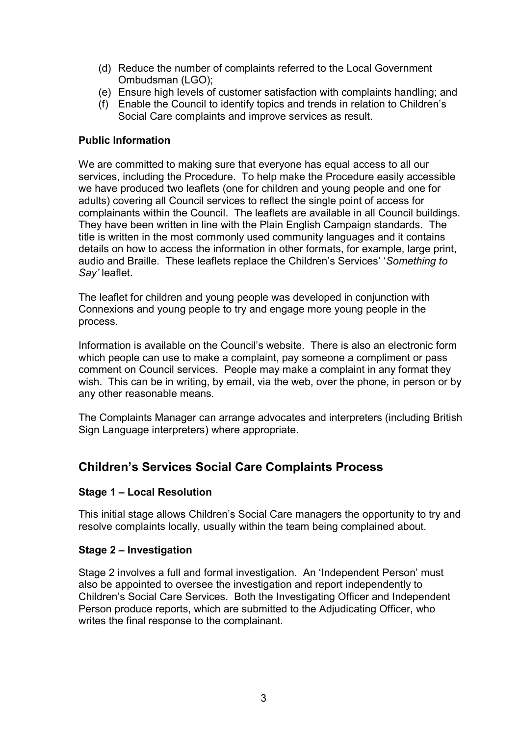(d) Reduce the number of complaints referred to the Local Government Ombudsman (LGO);
(e) Ensure high levels of customer satisfaction with complaints handling; and
(f) Enable the Council to identify topics and trends in relation to Children's Social Care complaints and improve services as result.

**Public Information**

We are committed to making sure that everyone has equal access to all our services, including the Procedure. To help make the Procedure easily accessible we have produced two leaflets (one for children and young people and one for adults) covering all Council services to reflect the single point of access for complainants within the Council. The leaflets are available in all Council buildings. They have been written in line with the Plain English Campaign standards. The title is written in the most commonly used community languages and it contains details on how to access the information in other formats, for example, large print, audio and Braille. These leaflets replace the Children's Services' '*Something to Say'* leaflet.

The leaflet for children and young people was developed in conjunction with Connexions and young people to try and engage more young people in the process.

Information is available on the Council's website. There is also an electronic form which people can use to make a complaint, pay someone a compliment or pass comment on Council services. People may make a complaint in any format they wish. This can be in writing, by email, via the web, over the phone, in person or by any other reasonable means.

The Complaints Manager can arrange advocates and interpreters (including British Sign Language interpreters) where appropriate.

## Children's Services Social Care Complaints Process

**Stage 1 – Local Resolution**

This initial stage allows Children's Social Care managers the opportunity to try and resolve complaints locally, usually within the team being complained about.

**Stage 2 – Investigation**

Stage 2 involves a full and formal investigation. An 'Independent Person' must also be appointed to oversee the investigation and report independently to Children's Social Care Services. Both the Investigating Officer and Independent Person produce reports, which are submitted to the Adjudicating Officer, who writes the final response to the complainant.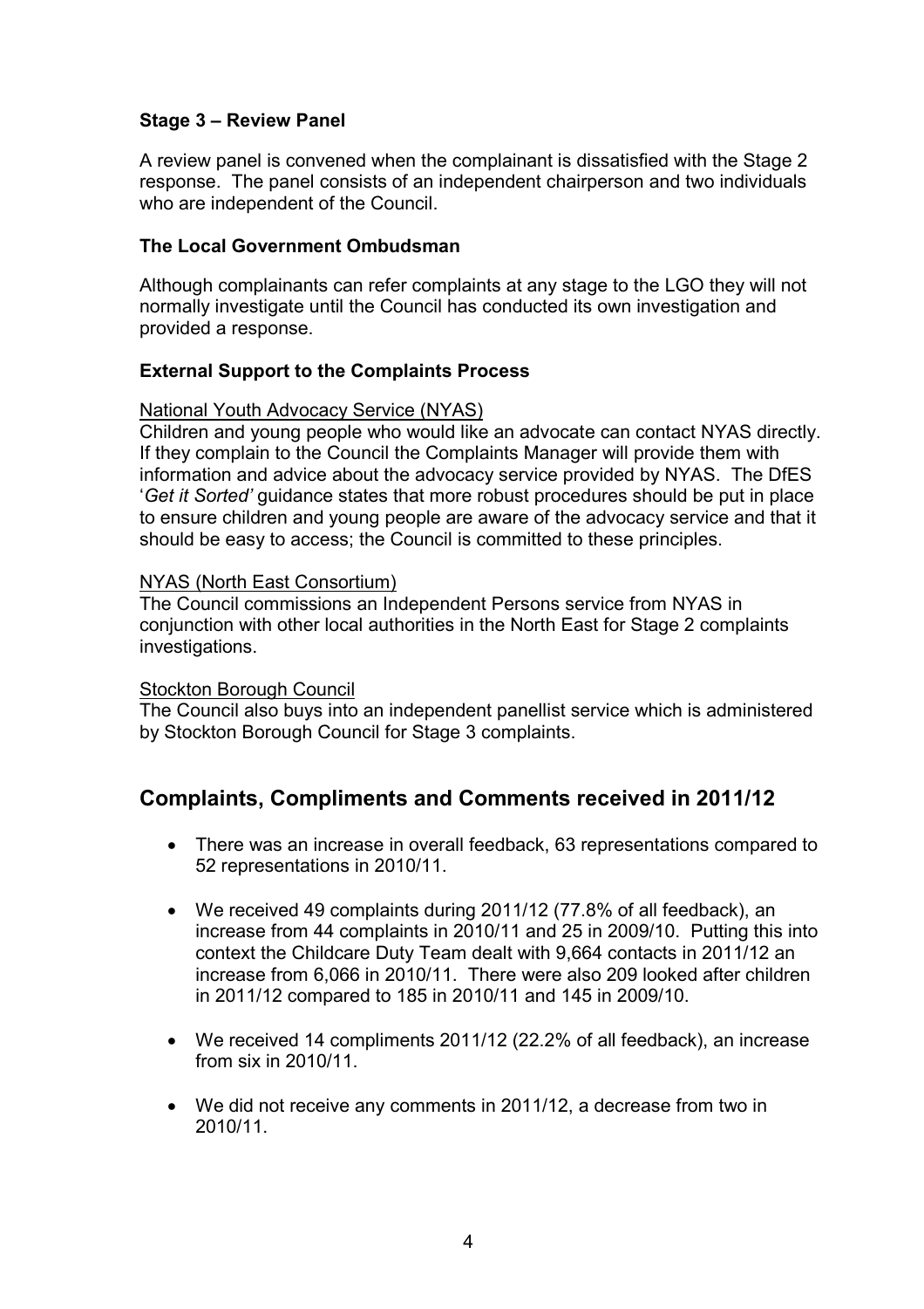### Stage 3 – Review Panel

A review panel is convened when the complainant is dissatisfied with the Stage 2 response. The panel consists of an independent chairperson and two individuals who are independent of the Council.

### The Local Government Ombudsman

Although complainants can refer complaints at any stage to the LGO they will not normally investigate until the Council has conducted its own investigation and provided a response.

### External Support to the Complaints Process

National Youth Advocacy Service (NYAS)

Children and young people who would like an advocate can contact NYAS directly. If they complain to the Council the Complaints Manager will provide them with information and advice about the advocacy service provided by NYAS. The DfES '*Get it Sorted'* guidance states that more robust procedures should be put in place to ensure children and young people are aware of the advocacy service and that it should be easy to access; the Council is committed to these principles.

NYAS (North East Consortium)

The Council commissions an Independent Persons service from NYAS in conjunction with other local authorities in the North East for Stage 2 complaints investigations.

Stockton Borough Council

The Council also buys into an independent panellist service which is administered by Stockton Borough Council for Stage 3 complaints.

## Complaints, Compliments and Comments received in 2011/12

- There was an increase in overall feedback, 63 representations compared to 52 representations in 2010/11.
- We received 49 complaints during 2011/12 (77.8% of all feedback), an increase from 44 complaints in 2010/11 and 25 in 2009/10. Putting this into context the Childcare Duty Team dealt with 9,664 contacts in 2011/12 an increase from 6,066 in 2010/11. There were also 209 looked after children in 2011/12 compared to 185 in 2010/11 and 145 in 2009/10.
- We received 14 compliments 2011/12 (22.2% of all feedback), an increase from six in 2010/11.
- We did not receive any comments in 2011/12, a decrease from two in 2010/11.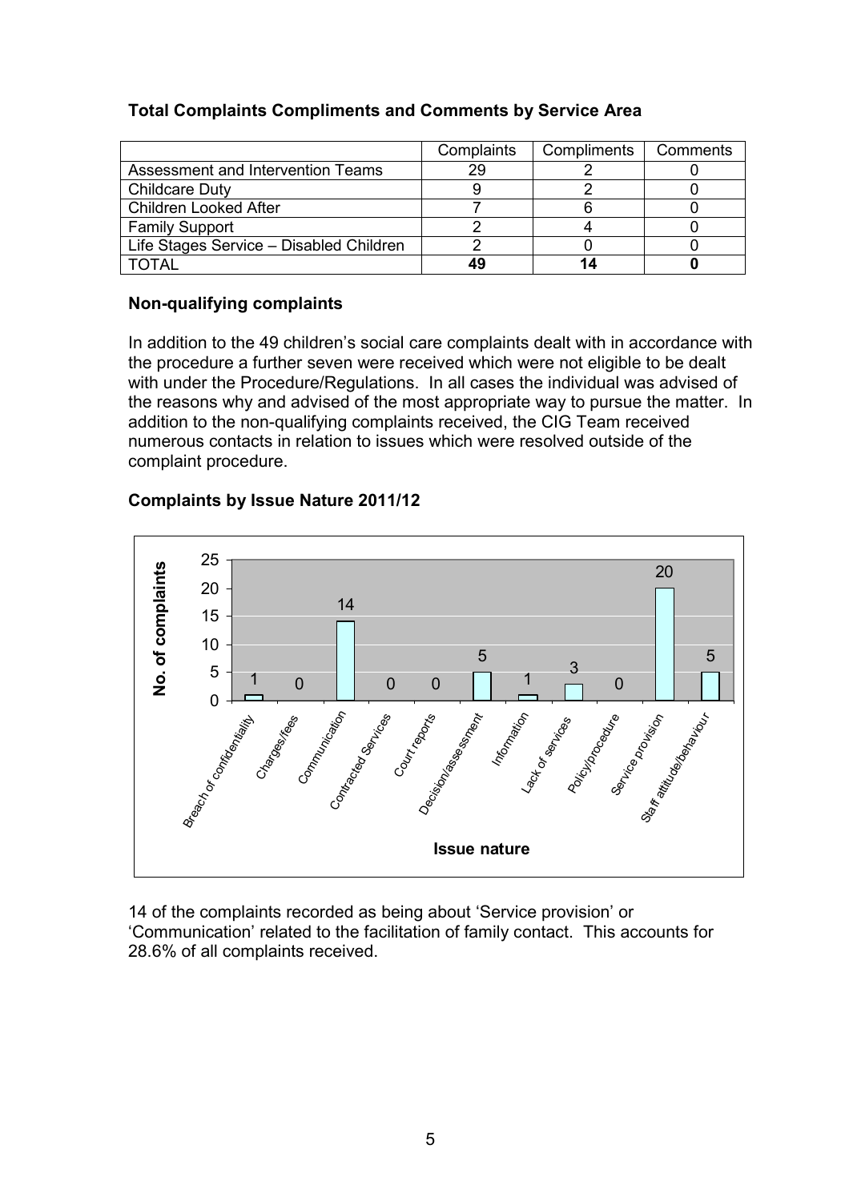### Total Complaints Compliments and Comments by Service Area

| | Complaints | Compliments | Comments |
|---|---|---|---|
| Assessment and Intervention Teams | 29 | 2 | 0 |
| Childcare Duty | 9 | 2 | 0 |
| Children Looked After | 7 | 6 | 0 |
| Family Support | 2 | 4 | 0 |
| Life Stages Service – Disabled Children | 2 | 0 | 0 |
| TOTAL | **49** | **14** | **0** |

### Non-qualifying complaints

In addition to the 49 children's social care complaints dealt with in accordance with the procedure a further seven were received which were not eligible to be dealt with under the Procedure/Regulations. In all cases the individual was advised of the reasons why and advised of the most appropriate way to pursue the matter. In addition to the non-qualifying complaints received, the CIG Team received numerous contacts in relation to issues which were resolved outside of the complaint procedure.

### Complaints by Issue Nature 2011/12

| Issue nature | No. of complaints |
|---|---|
| Breach of confidentiality | 1 |
| Charges/fees | 0 |
| Communication | 14 |
| Contracted Services | 0 |
| Court reports | 0 |
| Decision/assessment | 5 |
| Information | 1 |
| Lack of services | 3 |
| Policy/procedure | 0 |
| Service provision | 20 |
| Staff attitude/behaviour | 5 |

14 of the complaints recorded as being about 'Service provision' or 'Communication' related to the facilitation of family contact. This accounts for 28.6% of all complaints received.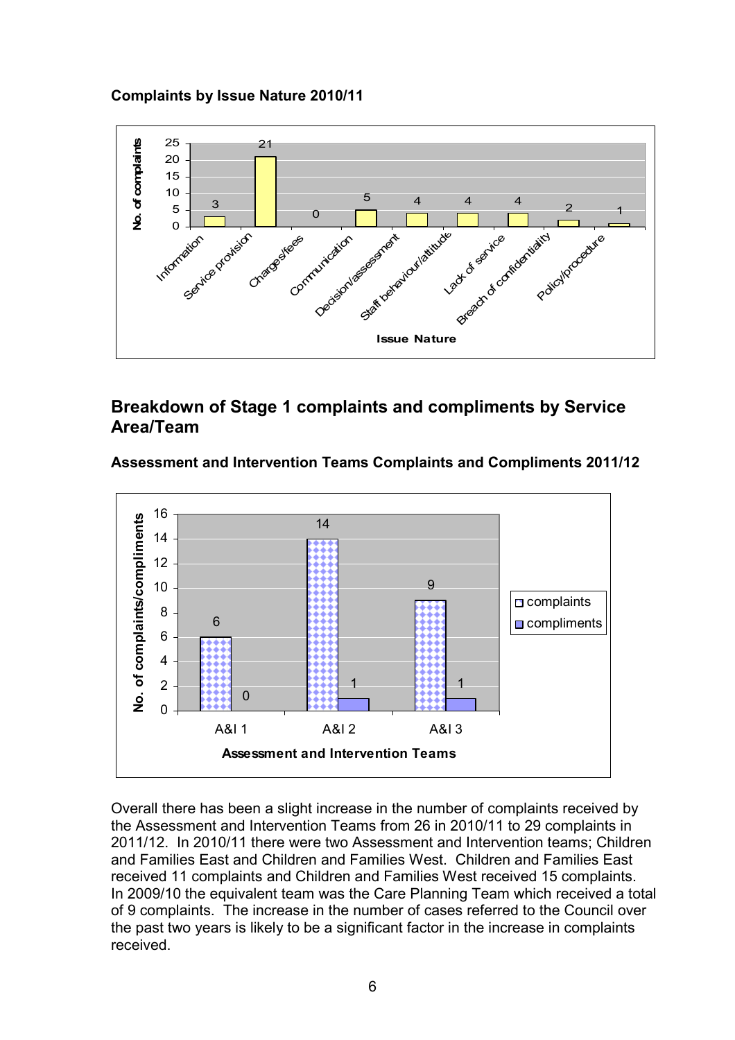**Complaints by Issue Nature 2010/11**

| Issue Nature | No. of complaints |
|---|---|
| Information | 3 |
| Service provision | 21 |
| Charges/fees | 0 |
| Communication | 5 |
| Decision/assessment | 4 |
| Staff behaviour/attitude | 4 |
| Lack of service | 4 |
| Breach of confidentiality | 2 |
| Policy/procedure | 1 |

## Breakdown of Stage 1 complaints and compliments by Service Area/Team

**Assessment and Intervention Teams Complaints and Compliments 2011/12**

| Assessment and Intervention Teams | complaints | compliments |
|---|---|---|
| A&I 1 | 6 | 0 |
| A&I 2 | 14 | 1 |
| A&I 3 | 9 | 1 |

Overall there has been a slight increase in the number of complaints received by the Assessment and Intervention Teams from 26 in 2010/11 to 29 complaints in 2011/12. In 2010/11 there were two Assessment and Intervention teams; Children and Families East and Children and Families West. Children and Families East received 11 complaints and Children and Families West received 15 complaints. In 2009/10 the equivalent team was the Care Planning Team which received a total of 9 complaints. The increase in the number of cases referred to the Council over the past two years is likely to be a significant factor in the increase in complaints received.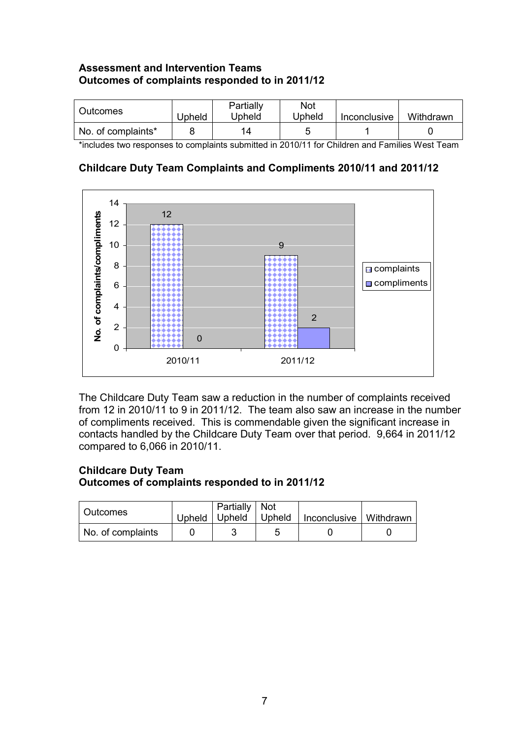**Assessment and Intervention Teams**
**Outcomes of complaints responded to in 2011/12**

| Outcomes | Upheld | Partially Upheld | Not Upheld | Inconclusive | Withdrawn |
|---|---|---|---|---|---|
| No. of complaints* | 8 | 14 | 5 | 1 | 0 |

*includes two responses to complaints submitted in 2010/11 for Children and Families West Team

**Childcare Duty Team Complaints and Compliments 2010/11 and 2011/12**

| | complaints | compliments |
|---|---|---|
| 2010/11 | 12 | 0 |
| 2011/12 | 9 | 2 |

The Childcare Duty Team saw a reduction in the number of complaints received from 12 in 2010/11 to 9 in 2011/12. The team also saw an increase in the number of compliments received. This is commendable given the significant increase in contacts handled by the Childcare Duty Team over that period. 9,664 in 2011/12 compared to 6,066 in 2010/11.

**Childcare Duty Team**
**Outcomes of complaints responded to in 2011/12**

| Outcomes | Upheld | Partially Upheld | Not Upheld | Inconclusive | Withdrawn |
|---|---|---|---|---|---|
| No. of complaints | 0 | 3 | 5 | 0 | 0 |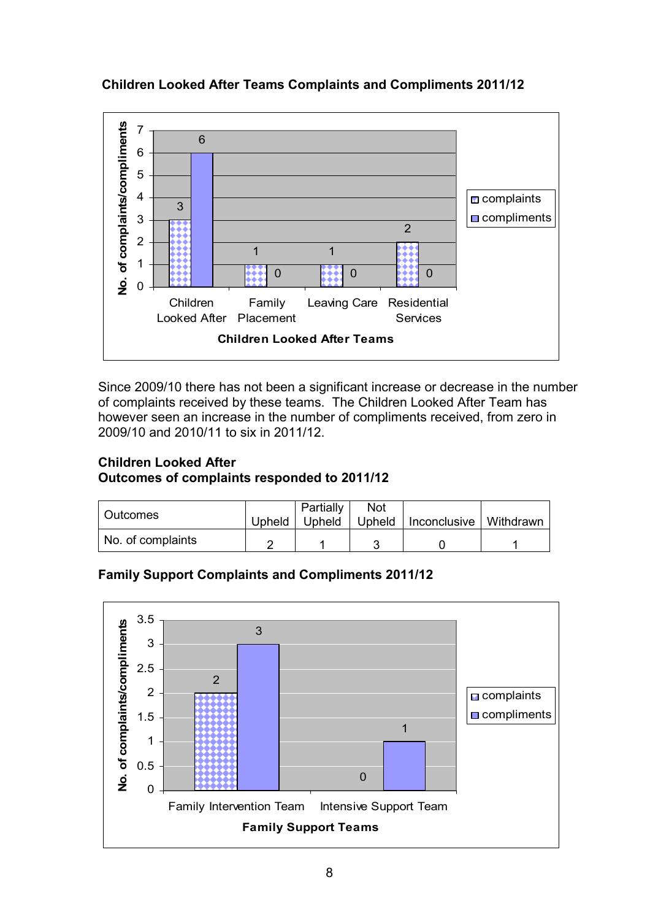**Children Looked After Teams Complaints and Compliments 2011/12**

| Children Looked After Teams | complaints | compliments |
|---|---|---|
| Children Looked After | 3 | 6 |
| Family Placement | 1 | 0 |
| Leaving Care | 1 | 0 |
| Residential Services | 2 | 0 |

Since 2009/10 there has not been a significant increase or decrease in the number of complaints received by these teams. The Children Looked After Team has however seen an increase in the number of compliments received, from zero in 2009/10 and 2010/11 to six in 2011/12.

**Children Looked After**
**Outcomes of complaints responded to 2011/12**

| Outcomes | Upheld | Partially Upheld | Not Upheld | Inconclusive | Withdrawn |
|---|---|---|---|---|---|
| No. of complaints | 2 | 1 | 3 | 0 | 1 |

**Family Support Complaints and Compliments 2011/12**

| Family Support Teams | complaints | compliments |
|---|---|---|
| Family Intervention Team | 2 | 3 |
| Intensive Support Team | 0 | 1 |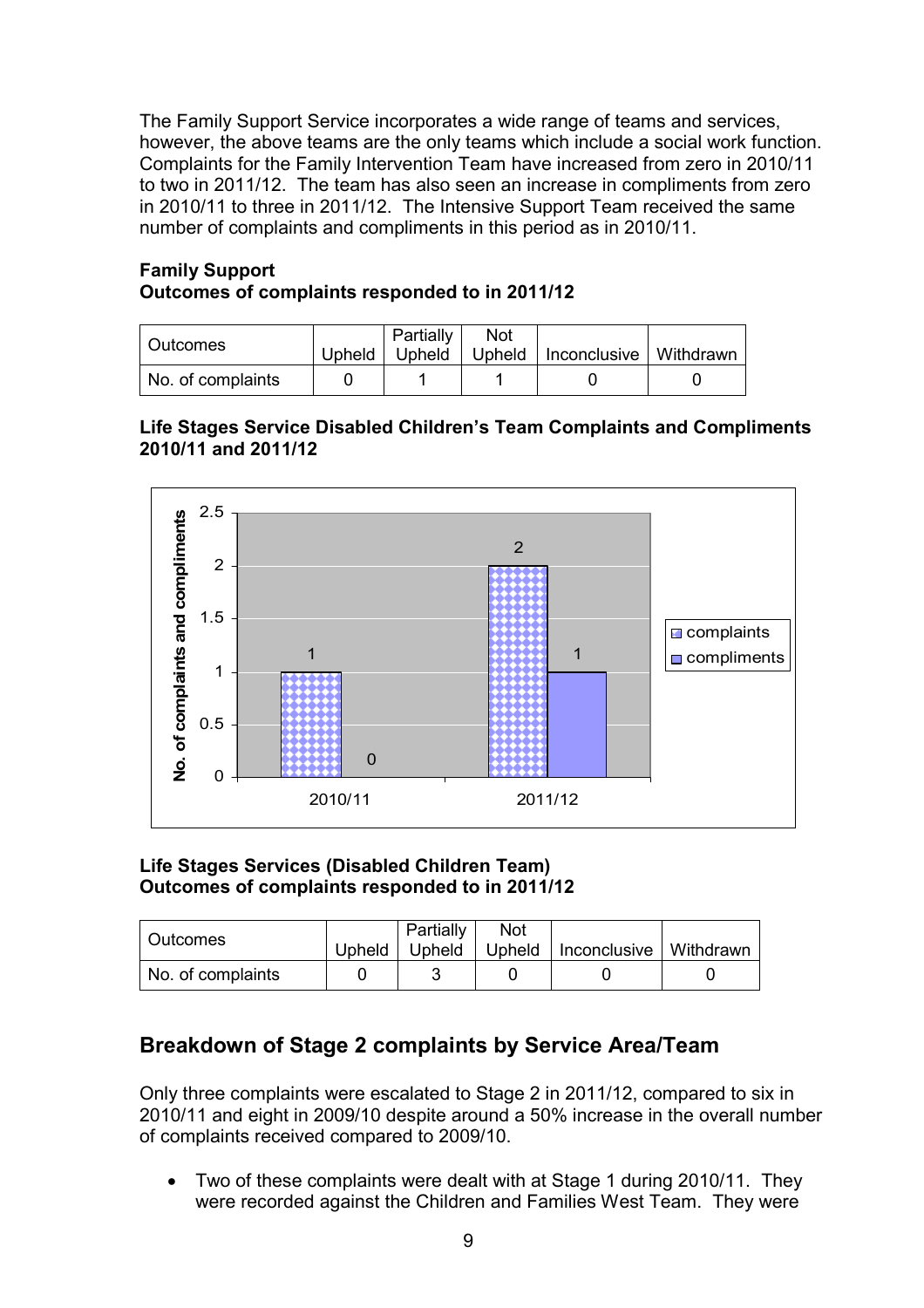The Family Support Service incorporates a wide range of teams and services, however, the above teams are the only teams which include a social work function. Complaints for the Family Intervention Team have increased from zero in 2010/11 to two in 2011/12. The team has also seen an increase in compliments from zero in 2010/11 to three in 2011/12. The Intensive Support Team received the same number of complaints and compliments in this period as in 2010/11.

**Family Support**
**Outcomes of complaints responded to in 2011/12**

| Outcomes | Upheld | Partially Upheld | Not Upheld | Inconclusive | Withdrawn |
|---|---|---|---|---|---|
| No. of complaints | 0 | 1 | 1 | 0 | 0 |

**Life Stages Service Disabled Children's Team Complaints and Compliments 2010/11 and 2011/12**

| | complaints | compliments |
|---|---|---|
| 2010/11 | 1 | 0 |
| 2011/12 | 2 | 1 |

**Life Stages Services (Disabled Children Team)**
**Outcomes of complaints responded to in 2011/12**

| Outcomes | Upheld | Partially Upheld | Not Upheld | Inconclusive | Withdrawn |
|---|---|---|---|---|---|
| No. of complaints | 0 | 3 | 0 | 0 | 0 |

## Breakdown of Stage 2 complaints by Service Area/Team

Only three complaints were escalated to Stage 2 in 2011/12, compared to six in 2010/11 and eight in 2009/10 despite around a 50% increase in the overall number of complaints received compared to 2009/10.

- Two of these complaints were dealt with at Stage 1 during 2010/11. They were recorded against the Children and Families West Team. They were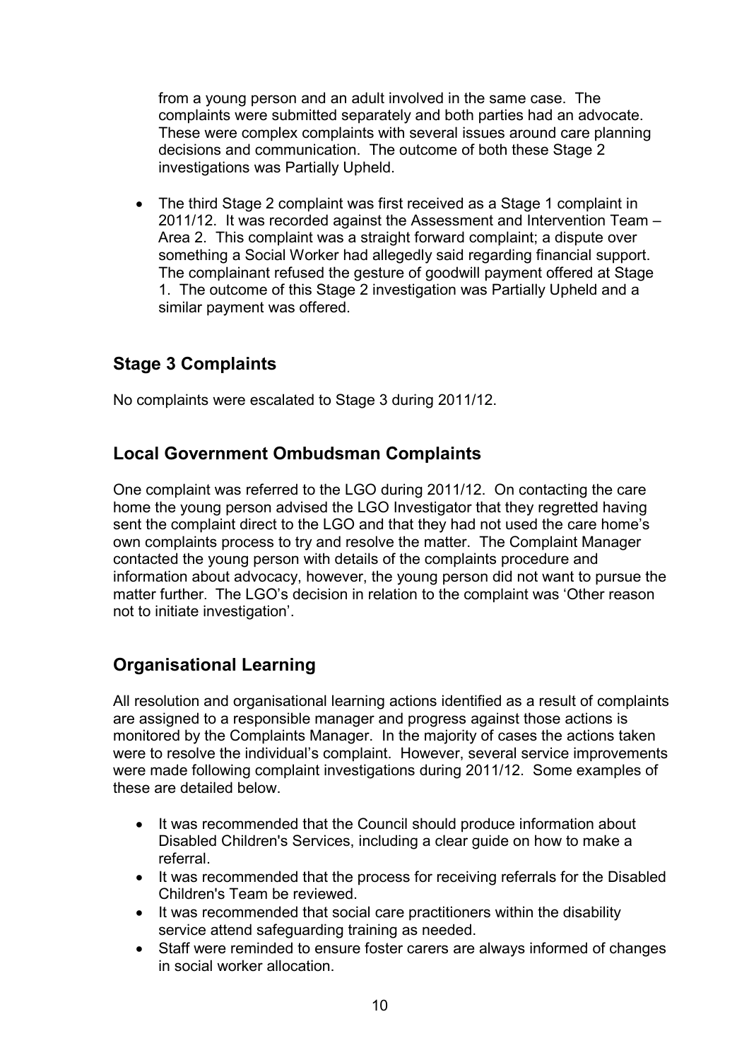from a young person and an adult involved in the same case. The complaints were submitted separately and both parties had an advocate. These were complex complaints with several issues around care planning decisions and communication. The outcome of both these Stage 2 investigations was Partially Upheld.

- The third Stage 2 complaint was first received as a Stage 1 complaint in 2011/12. It was recorded against the Assessment and Intervention Team – Area 2. This complaint was a straight forward complaint; a dispute over something a Social Worker had allegedly said regarding financial support. The complainant refused the gesture of goodwill payment offered at Stage 1. The outcome of this Stage 2 investigation was Partially Upheld and a similar payment was offered.

## Stage 3 Complaints

No complaints were escalated to Stage 3 during 2011/12.

## Local Government Ombudsman Complaints

One complaint was referred to the LGO during 2011/12. On contacting the care home the young person advised the LGO Investigator that they regretted having sent the complaint direct to the LGO and that they had not used the care home's own complaints process to try and resolve the matter. The Complaint Manager contacted the young person with details of the complaints procedure and information about advocacy, however, the young person did not want to pursue the matter further. The LGO's decision in relation to the complaint was 'Other reason not to initiate investigation'.

## Organisational Learning

All resolution and organisational learning actions identified as a result of complaints are assigned to a responsible manager and progress against those actions is monitored by the Complaints Manager. In the majority of cases the actions taken were to resolve the individual's complaint. However, several service improvements were made following complaint investigations during 2011/12. Some examples of these are detailed below.

- It was recommended that the Council should produce information about Disabled Children's Services, including a clear guide on how to make a referral.
- It was recommended that the process for receiving referrals for the Disabled Children's Team be reviewed.
- It was recommended that social care practitioners within the disability service attend safeguarding training as needed.
- Staff were reminded to ensure foster carers are always informed of changes in social worker allocation.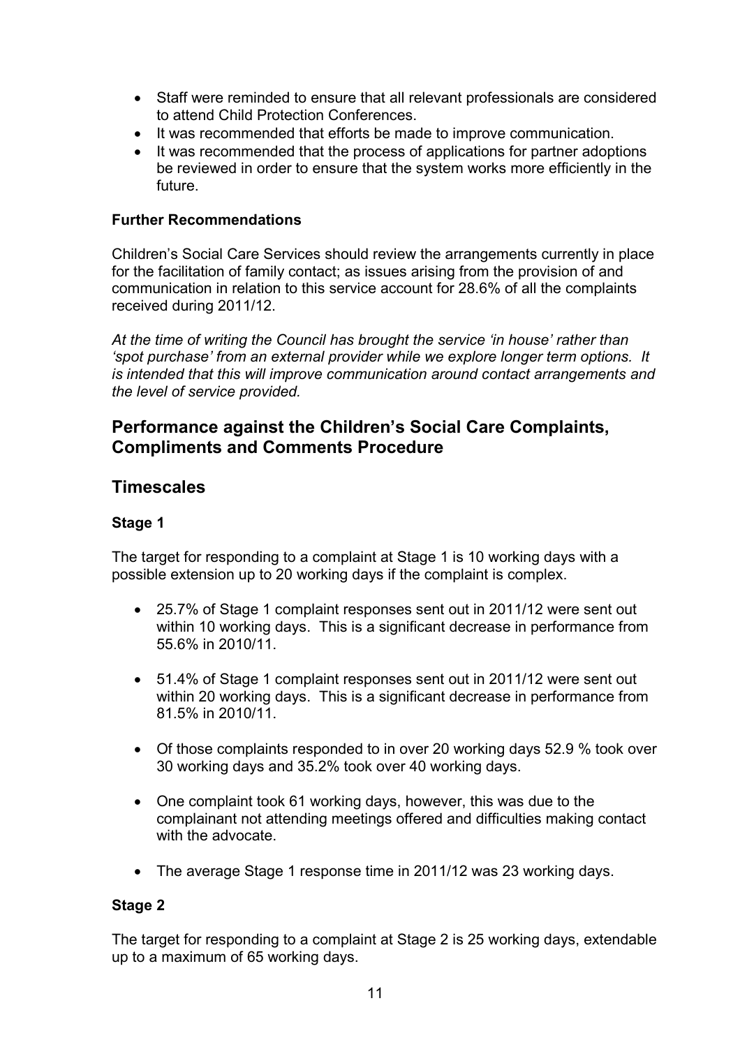- Staff were reminded to ensure that all relevant professionals are considered to attend Child Protection Conferences.
- It was recommended that efforts be made to improve communication.
- It was recommended that the process of applications for partner adoptions be reviewed in order to ensure that the system works more efficiently in the future.

**Further Recommendations**

Children's Social Care Services should review the arrangements currently in place for the facilitation of family contact; as issues arising from the provision of and communication in relation to this service account for 28.6% of all the complaints received during 2011/12.

*At the time of writing the Council has brought the service 'in house' rather than 'spot purchase' from an external provider while we explore longer term options. It is intended that this will improve communication around contact arrangements and the level of service provided.*

## Performance against the Children's Social Care Complaints, Compliments and Comments Procedure

## Timescales

### Stage 1

The target for responding to a complaint at Stage 1 is 10 working days with a possible extension up to 20 working days if the complaint is complex.

- 25.7% of Stage 1 complaint responses sent out in 2011/12 were sent out within 10 working days. This is a significant decrease in performance from 55.6% in 2010/11.

- 51.4% of Stage 1 complaint responses sent out in 2011/12 were sent out within 20 working days. This is a significant decrease in performance from 81.5% in 2010/11.

- Of those complaints responded to in over 20 working days 52.9 % took over 30 working days and 35.2% took over 40 working days.

- One complaint took 61 working days, however, this was due to the complainant not attending meetings offered and difficulties making contact with the advocate.

- The average Stage 1 response time in 2011/12 was 23 working days.

### Stage 2

The target for responding to a complaint at Stage 2 is 25 working days, extendable up to a maximum of 65 working days.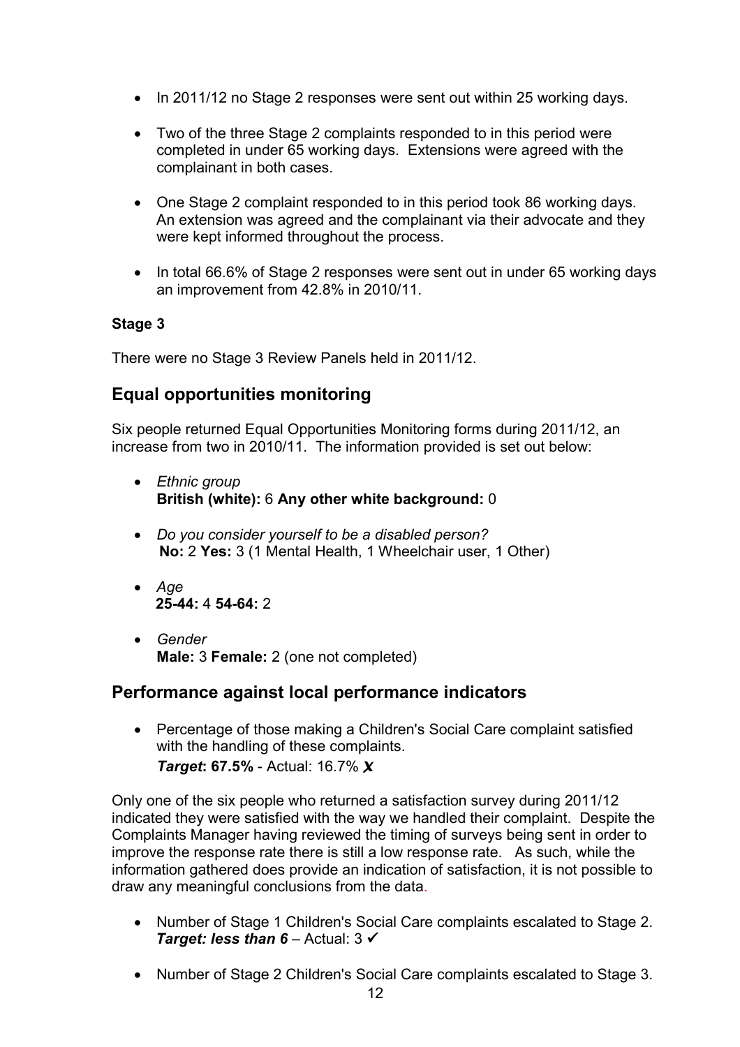- In 2011/12 no Stage 2 responses were sent out within 25 working days.
- Two of the three Stage 2 complaints responded to in this period were completed in under 65 working days. Extensions were agreed with the complainant in both cases.
- One Stage 2 complaint responded to in this period took 86 working days. An extension was agreed and the complainant via their advocate and they were kept informed throughout the process.
- In total 66.6% of Stage 2 responses were sent out in under 65 working days an improvement from 42.8% in 2010/11.

**Stage 3**

There were no Stage 3 Review Panels held in 2011/12.

## Equal opportunities monitoring

Six people returned Equal Opportunities Monitoring forms during 2011/12, an increase from two in 2010/11. The information provided is set out below:

- *Ethnic group*
  **British (white):** 6 **Any other white background:** 0
- *Do you consider yourself to be a disabled person?*
  **No:** 2 **Yes:** 3 (1 Mental Health, 1 Wheelchair user, 1 Other)
- *Age*
  **25-44:** 4 **54-64:** 2
- *Gender*
  **Male:** 3 **Female:** 2 (one not completed)

## Performance against local performance indicators

- Percentage of those making a Children's Social Care complaint satisfied with the handling of these complaints.
  ***Target*: 67.5%** - Actual: 16.7% ✗

Only one of the six people who returned a satisfaction survey during 2011/12 indicated they were satisfied with the way we handled their complaint. Despite the Complaints Manager having reviewed the timing of surveys being sent in order to improve the response rate there is still a low response rate. As such, while the information gathered does provide an indication of satisfaction, it is not possible to draw any meaningful conclusions from the data.

- Number of Stage 1 Children's Social Care complaints escalated to Stage 2.
  ***Target: less than 6*** – Actual: 3 ✓
- Number of Stage 2 Children's Social Care complaints escalated to Stage 3.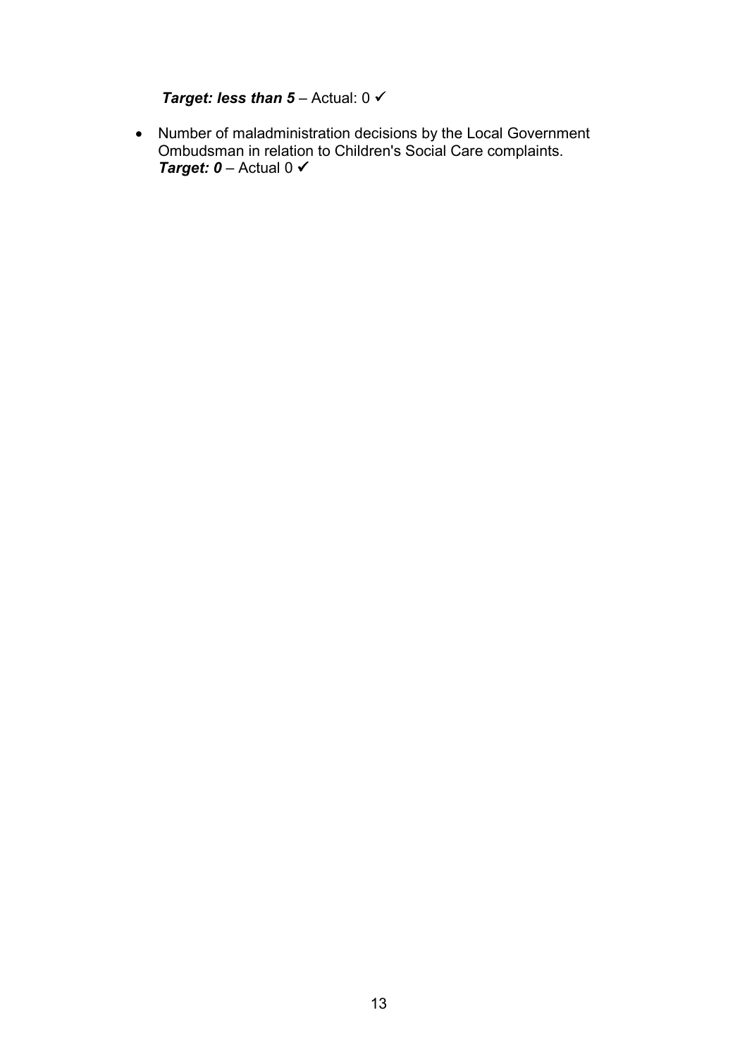***Target: less than 5*** – Actual: 0 ✓

- Number of maladministration decisions by the Local Government Ombudsman in relation to Children's Social Care complaints.
  ***Target: 0*** – Actual 0 ✓